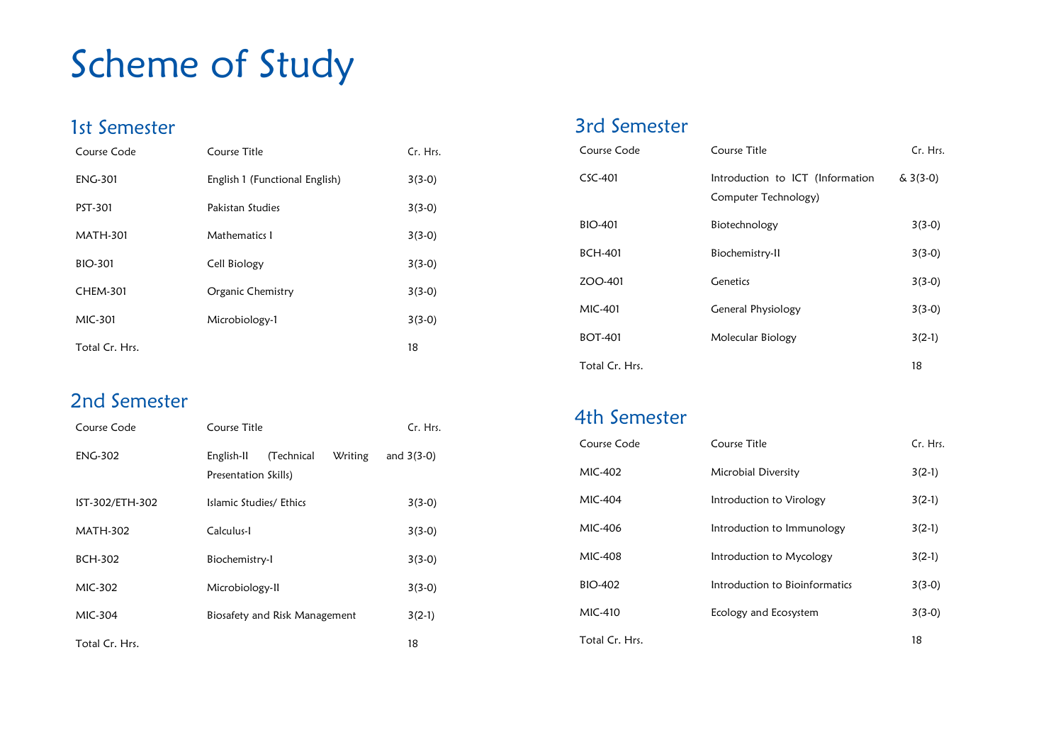# Scheme of Study

## 1st Semester

| Course Code | Course Title | Cr. Hrs. |
|---|---|---|
| ENG-301 | English 1 (Functional English) | 3(3-0) |
| PST-301 | Pakistan Studies | 3(3-0) |
| MATH-301 | Mathematics I | 3(3-0) |
| BIO-301 | Cell Biology | 3(3-0) |
| CHEM-301 | Organic Chemistry | 3(3-0) |
| MIC-301 | Microbiology-1 | 3(3-0) |
| Total Cr. Hrs. | | 18 |

## 2nd Semester

| Course Code | Course Title | Cr. Hrs. |
|---|---|---|
| ENG-302 | English-II (Technical Writing and Presentation Skills) | 3(3-0) |
| IST-302/ETH-302 | Islamic Studies/ Ethics | 3(3-0) |
| MATH-302 | Calculus-I | 3(3-0) |
| BCH-302 | Biochemistry-I | 3(3-0) |
| MIC-302 | Microbiology-II | 3(3-0) |
| MIC-304 | Biosafety and Risk Management | 3(2-1) |
| Total Cr. Hrs. | | 18 |

## 3rd Semester

| Course Code | Course Title | Cr. Hrs. |
|---|---|---|
| CSC-401 | Introduction to ICT (Information & Computer Technology) | 3(3-0) |
| BIO-401 | Biotechnology | 3(3-0) |
| BCH-401 | Biochemistry-II | 3(3-0) |
| ZOO-401 | Genetics | 3(3-0) |
| MIC-401 | General Physiology | 3(3-0) |
| BOT-401 | Molecular Biology | 3(2-1) |
| Total Cr. Hrs. | | 18 |

## 4th Semester

| Course Code | Course Title | Cr. Hrs. |
|---|---|---|
| MIC-402 | Microbial Diversity | 3(2-1) |
| MIC-404 | Introduction to Virology | 3(2-1) |
| MIC-406 | Introduction to Immunology | 3(2-1) |
| MIC-408 | Introduction to Mycology | 3(2-1) |
| BIO-402 | Introduction to Bioinformatics | 3(3-0) |
| MIC-410 | Ecology and Ecosystem | 3(3-0) |
| Total Cr. Hrs. | | 18 |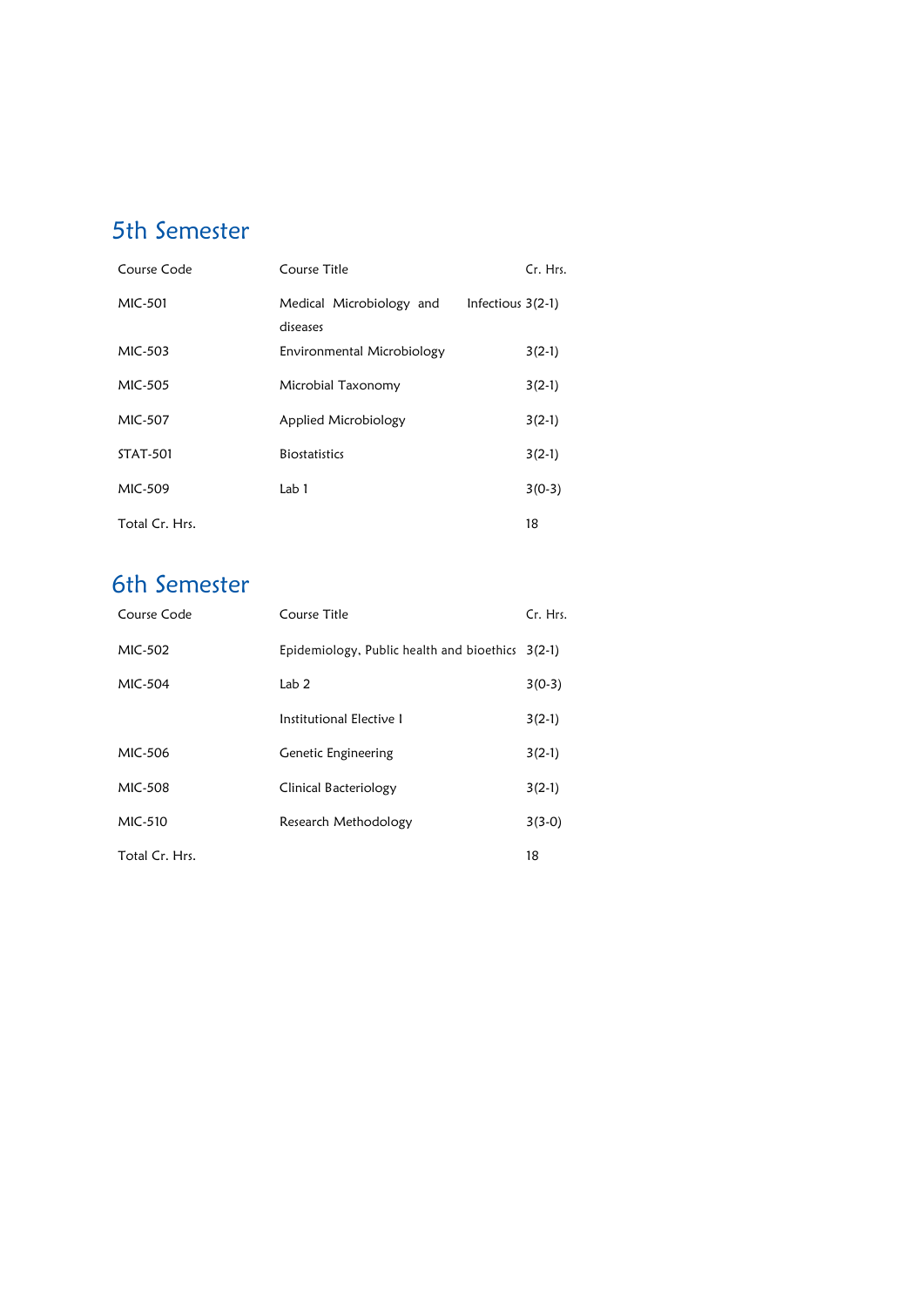## 5th Semester

| Course Code | Course Title | Cr. Hrs. |
|---|---|---|
| MIC-501 | Medical Microbiology and Infectious diseases | 3(2-1) |
| MIC-503 | Environmental Microbiology | 3(2-1) |
| MIC-505 | Microbial Taxonomy | 3(2-1) |
| MIC-507 | Applied Microbiology | 3(2-1) |
| STAT-501 | Biostatistics | 3(2-1) |
| MIC-509 | Lab 1 | 3(0-3) |
| Total Cr. Hrs. | | 18 |

## 6th Semester

| Course Code | Course Title | Cr. Hrs. |
|---|---|---|
| MIC-502 | Epidemiology, Public health and bioethics | 3(2-1) |
| MIC-504 | Lab 2 | 3(0-3) |
| | Institutional Elective I | 3(2-1) |
| MIC-506 | Genetic Engineering | 3(2-1) |
| MIC-508 | Clinical Bacteriology | 3(2-1) |
| MIC-510 | Research Methodology | 3(3-0) |
| Total Cr. Hrs. | | 18 |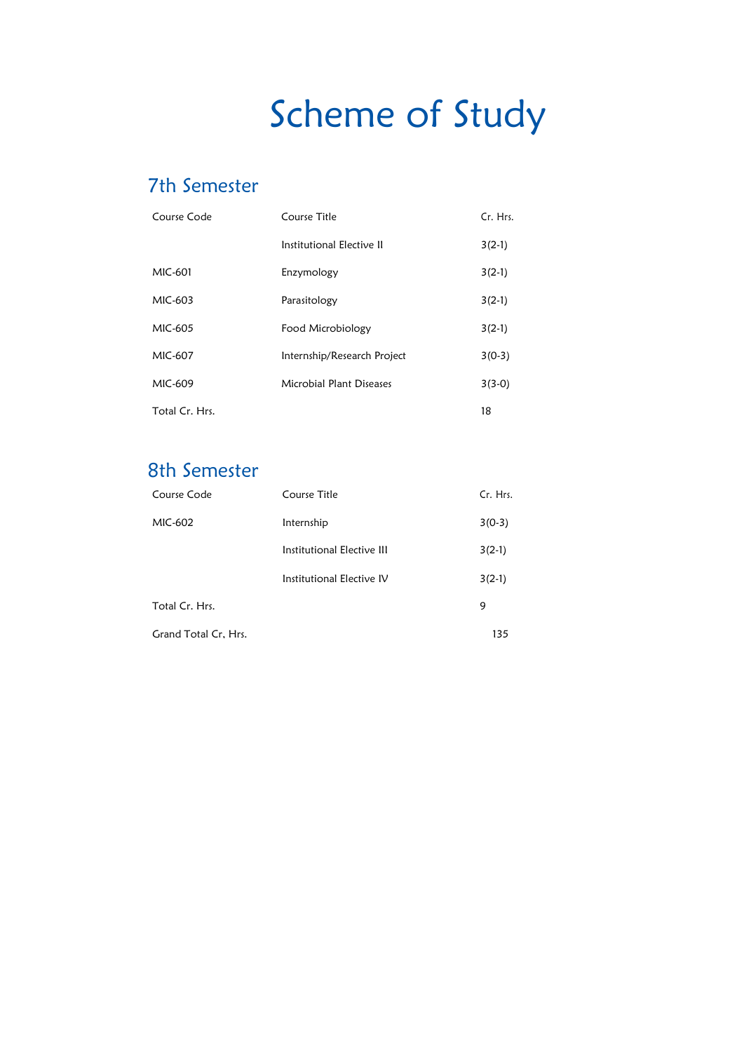# Scheme of Study

## 7th Semester

| Course Code | Course Title | Cr. Hrs. |
|---|---|---|
| | Institutional Elective II | 3(2-1) |
| MIC-601 | Enzymology | 3(2-1) |
| MIC-603 | Parasitology | 3(2-1) |
| MIC-605 | Food Microbiology | 3(2-1) |
| MIC-607 | Internship/Research Project | 3(0-3) |
| MIC-609 | Microbial Plant Diseases | 3(3-0) |
| Total Cr. Hrs. | | 18 |

## 8th Semester

| Course Code | Course Title | Cr. Hrs. |
|---|---|---|
| MIC-602 | Internship | 3(0-3) |
| | Institutional Elective III | 3(2-1) |
| | Institutional Elective IV | 3(2-1) |
| Total Cr. Hrs. | | 9 |
| Grand Total Cr. Hrs. | | 135 |